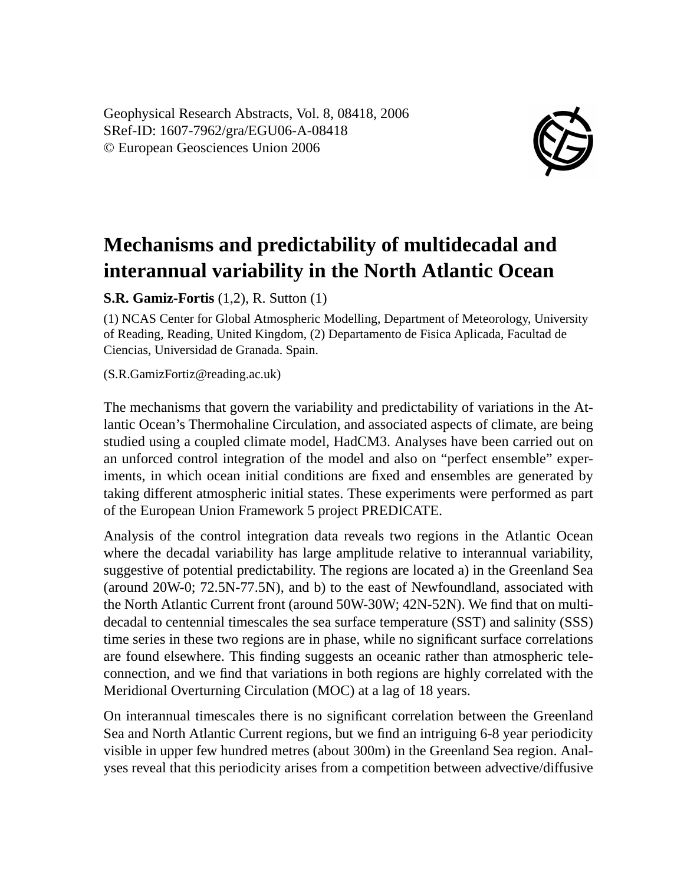Geophysical Research Abstracts, Vol. 8, 08418, 2006
SRef-ID: 1607-7962/gra/EGU06-A-08418
© European Geosciences Union 2006

# Mechanisms and predictability of multidecadal and interannual variability in the North Atlantic Ocean

**S.R. Gamiz-Fortis** (1,2), R. Sutton (1)

(1) NCAS Center for Global Atmospheric Modelling, Department of Meteorology, University of Reading, Reading, United Kingdom, (2) Departamento de Fisica Aplicada, Facultad de Ciencias, Universidad de Granada. Spain.

(S.R.GamizFortiz@reading.ac.uk)

The mechanisms that govern the variability and predictability of variations in the Atlantic Ocean's Thermohaline Circulation, and associated aspects of climate, are being studied using a coupled climate model, HadCM3. Analyses have been carried out on an unforced control integration of the model and also on "perfect ensemble" experiments, in which ocean initial conditions are fixed and ensembles are generated by taking different atmospheric initial states. These experiments were performed as part of the European Union Framework 5 project PREDICATE.

Analysis of the control integration data reveals two regions in the Atlantic Ocean where the decadal variability has large amplitude relative to interannual variability, suggestive of potential predictability. The regions are located a) in the Greenland Sea (around 20W-0; 72.5N-77.5N), and b) to the east of Newfoundland, associated with the North Atlantic Current front (around 50W-30W; 42N-52N). We find that on multidecadal to centennial timescales the sea surface temperature (SST) and salinity (SSS) time series in these two regions are in phase, while no significant surface correlations are found elsewhere. This finding suggests an oceanic rather than atmospheric teleconnection, and we find that variations in both regions are highly correlated with the Meridional Overturning Circulation (MOC) at a lag of 18 years.

On interannual timescales there is no significant correlation between the Greenland Sea and North Atlantic Current regions, but we find an intriguing 6-8 year periodicity visible in upper few hundred metres (about 300m) in the Greenland Sea region. Analyses reveal that this periodicity arises from a competition between advective/diffusive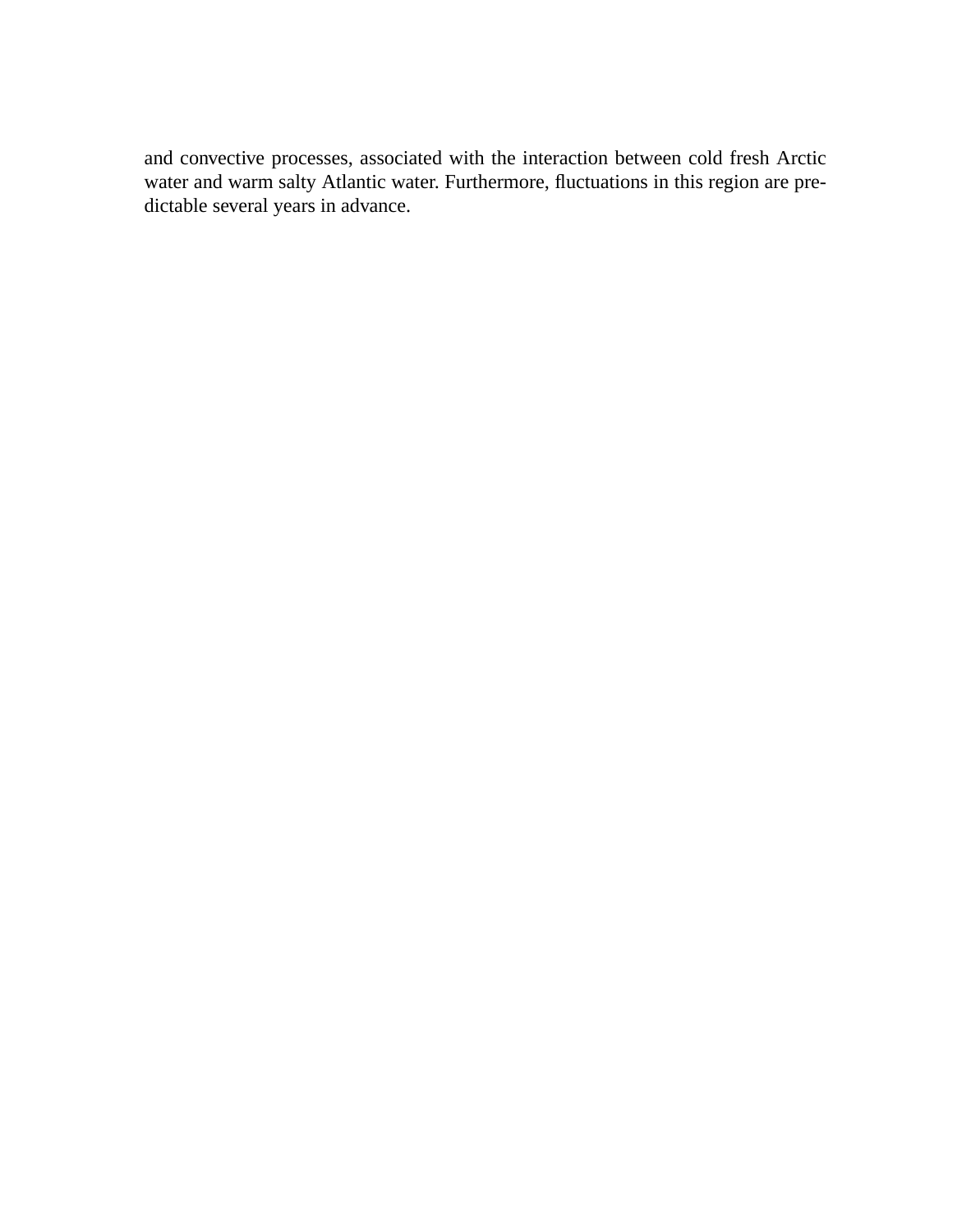and convective processes, associated with the interaction between cold fresh Arctic water and warm salty Atlantic water. Furthermore, fluctuations in this region are predictable several years in advance.